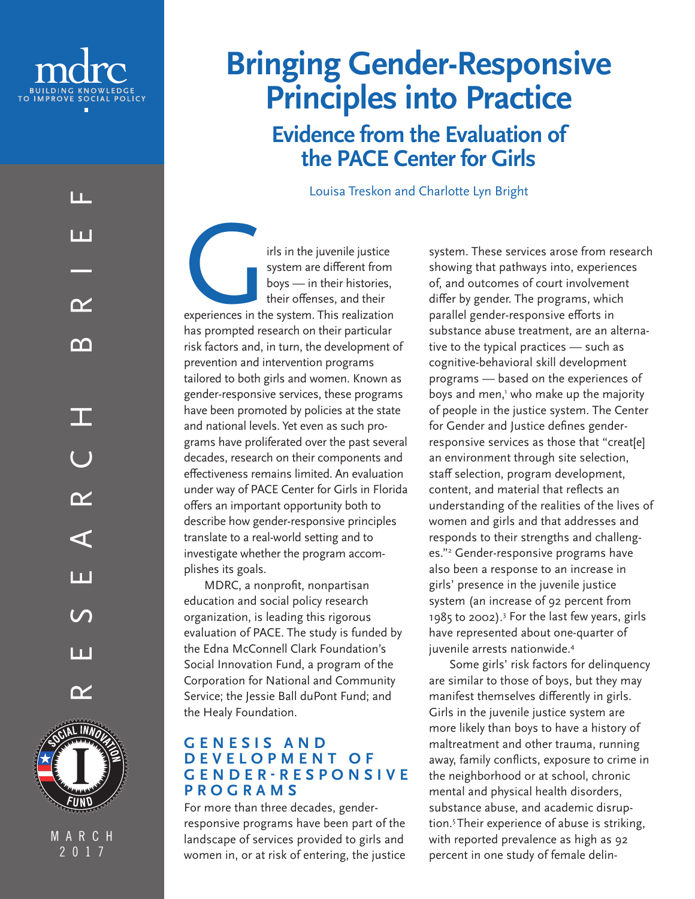# Bringing Gender-Responsive Principles into Practice

## Evidence from the Evaluation of the PACE Center for Girls

Louisa Treskon and Charlotte Lyn Bright

Girls in the juvenile justice system are different from boys — in their histories, their offenses, and their experiences in the system. This realization has prompted research on their particular risk factors and, in turn, the development of prevention and intervention programs tailored to both girls and women. Known as gender-responsive services, these programs have been promoted by policies at the state and national levels. Yet even as such programs have proliferated over the past several decades, research on their components and effectiveness remains limited. An evaluation under way of PACE Center for Girls in Florida offers an important opportunity both to describe how gender-responsive principles translate to a real-world setting and to investigate whether the program accomplishes its goals.

MDRC, a nonprofit, nonpartisan education and social policy research organization, is leading this rigorous evaluation of PACE. The study is funded by the Edna McConnell Clark Foundation's Social Innovation Fund, a program of the Corporation for National and Community Service; the Jessie Ball duPont Fund; and the Healy Foundation.

### GENESIS AND DEVELOPMENT OF GENDER-RESPONSIVE PROGRAMS

For more than three decades, gender-responsive programs have been part of the landscape of services provided to girls and women in, or at risk of entering, the justice system. These services arose from research showing that pathways into, experiences of, and outcomes of court involvement differ by gender. The programs, which parallel gender-responsive efforts in substance abuse treatment, are an alternative to the typical practices — such as cognitive-behavioral skill development programs — based on the experiences of boys and men,[1] who make up the majority of people in the justice system. The Center for Gender and Justice defines gender-responsive services as those that "creat[e] an environment through site selection, staff selection, program development, content, and material that reflects an understanding of the realities of the lives of women and girls and that addresses and responds to their strengths and challenges."[2] Gender-responsive programs have also been a response to an increase in girls' presence in the juvenile justice system (an increase of 92 percent from 1985 to 2002).[3] For the last few years, girls have represented about one-quarter of juvenile arrests nationwide.[4]

Some girls' risk factors for delinquency are similar to those of boys, but they may manifest themselves differently in girls. Girls in the juvenile justice system are more likely than boys to have a history of maltreatment and other trauma, running away, family conflicts, exposure to crime in the neighborhood or at school, chronic mental and physical health disorders, substance abuse, and academic disruption.[5] Their experience of abuse is striking, with reported prevalence as high as 92 percent in one study of female delin-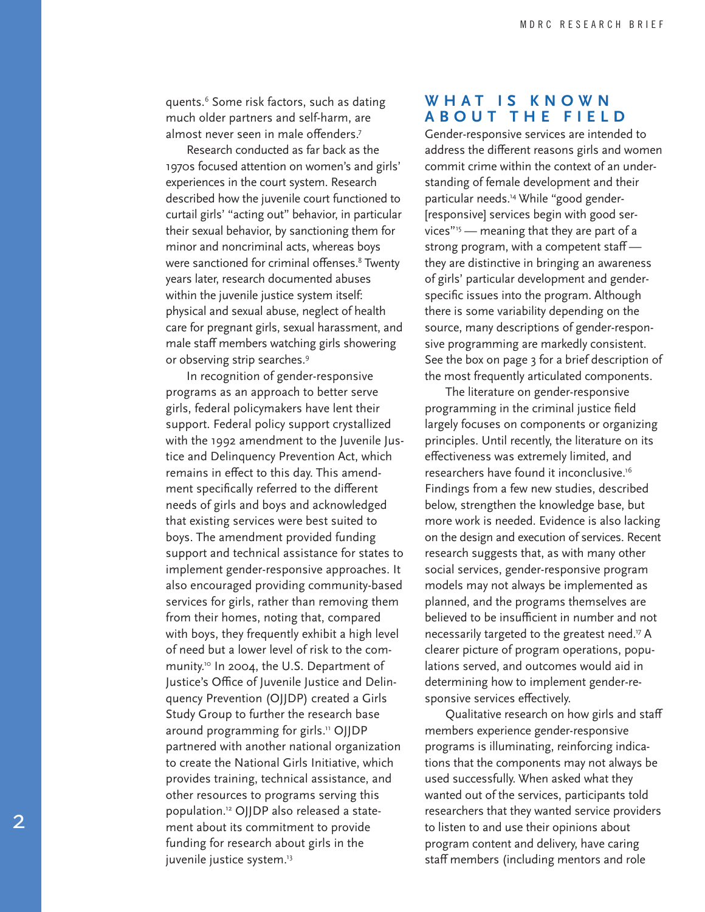quents.[6] Some risk factors, such as dating much older partners and self-harm, are almost never seen in male offenders.[7]

Research conducted as far back as the 1970s focused attention on women's and girls' experiences in the court system. Research described how the juvenile court functioned to curtail girls' "acting out" behavior, in particular their sexual behavior, by sanctioning them for minor and noncriminal acts, whereas boys were sanctioned for criminal offenses.[8] Twenty years later, research documented abuses within the juvenile justice system itself: physical and sexual abuse, neglect of health care for pregnant girls, sexual harassment, and male staff members watching girls showering or observing strip searches.[9]

In recognition of gender-responsive programs as an approach to better serve girls, federal policymakers have lent their support. Federal policy support crystallized with the 1992 amendment to the Juvenile Justice and Delinquency Prevention Act, which remains in effect to this day. This amendment specifically referred to the different needs of girls and boys and acknowledged that existing services were best suited to boys. The amendment provided funding support and technical assistance for states to implement gender-responsive approaches. It also encouraged providing community-based services for girls, rather than removing them from their homes, noting that, compared with boys, they frequently exhibit a high level of need but a lower level of risk to the community.[10] In 2004, the U.S. Department of Justice's Office of Juvenile Justice and Delinquency Prevention (OJJDP) created a Girls Study Group to further the research base around programming for girls.[11] OJJDP partnered with another national organization to create the National Girls Initiative, which provides training, technical assistance, and other resources to programs serving this population.[12] OJJDP also released a statement about its commitment to provide funding for research about girls in the juvenile justice system.[13]

## WHAT IS KNOWN ABOUT THE FIELD

Gender-responsive services are intended to address the different reasons girls and women commit crime within the context of an understanding of female development and their particular needs.[14] While "good gender-[responsive] services begin with good services"[15] — meaning that they are part of a strong program, with a competent staff — they are distinctive in bringing an awareness of girls' particular development and gender-specific issues into the program. Although there is some variability depending on the source, many descriptions of gender-responsive programming are markedly consistent. See the box on page 3 for a brief description of the most frequently articulated components.

The literature on gender-responsive programming in the criminal justice field largely focuses on components or organizing principles. Until recently, the literature on its effectiveness was extremely limited, and researchers have found it inconclusive.[16] Findings from a few new studies, described below, strengthen the knowledge base, but more work is needed. Evidence is also lacking on the design and execution of services. Recent research suggests that, as with many other social services, gender-responsive program models may not always be implemented as planned, and the programs themselves are believed to be insufficient in number and not necessarily targeted to the greatest need.[17] A clearer picture of program operations, populations served, and outcomes would aid in determining how to implement gender-responsive services effectively.

Qualitative research on how girls and staff members experience gender-responsive programs is illuminating, reinforcing indications that the components may not always be used successfully. When asked what they wanted out of the services, participants told researchers that they wanted service providers to listen to and use their opinions about program content and delivery, have caring staff members (including mentors and role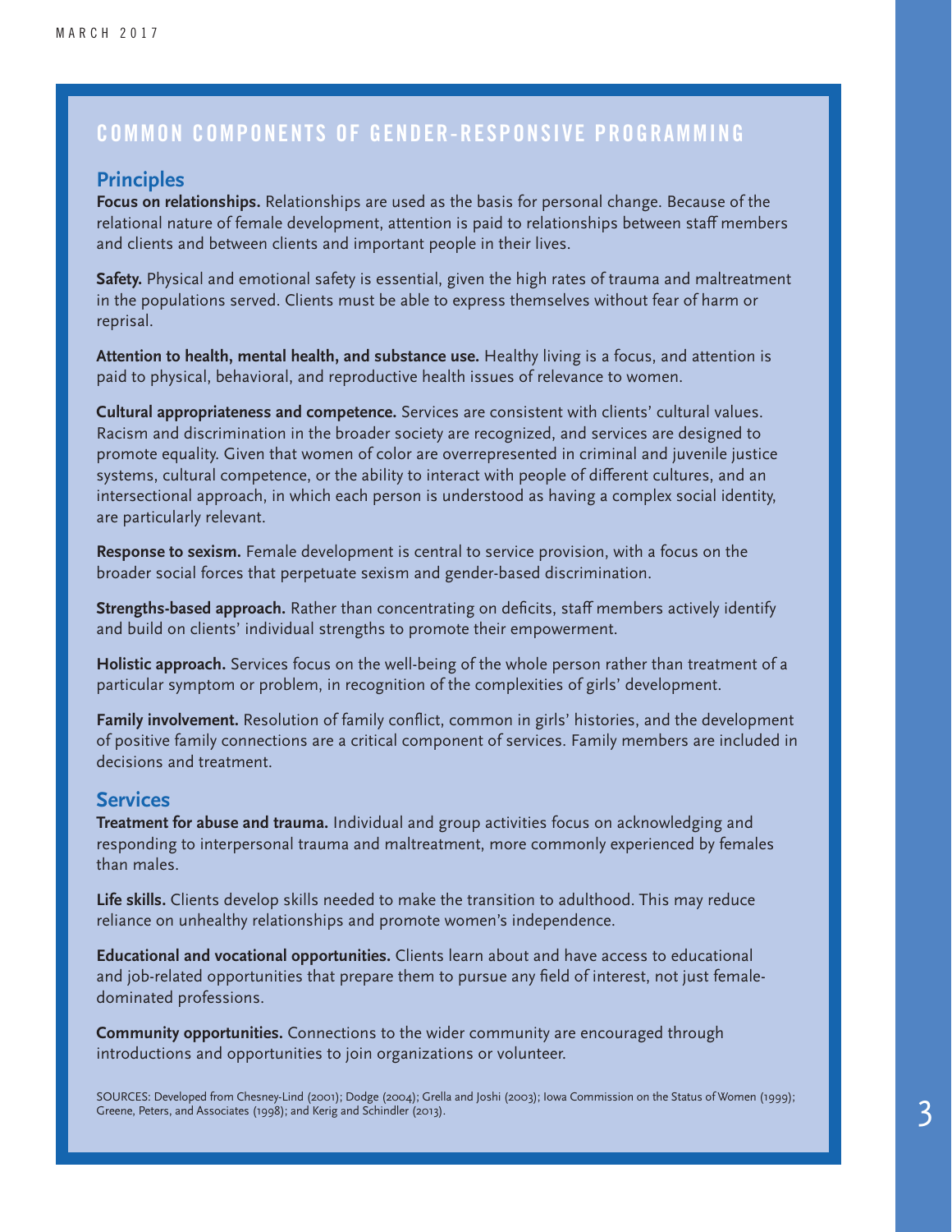## COMMON COMPONENTS OF GENDER-RESPONSIVE PROGRAMMING

### Principles

**Focus on relationships.** Relationships are used as the basis for personal change. Because of the relational nature of female development, attention is paid to relationships between staff members and clients and between clients and important people in their lives.

**Safety.** Physical and emotional safety is essential, given the high rates of trauma and maltreatment in the populations served. Clients must be able to express themselves without fear of harm or reprisal.

**Attention to health, mental health, and substance use.** Healthy living is a focus, and attention is paid to physical, behavioral, and reproductive health issues of relevance to women.

**Cultural appropriateness and competence.** Services are consistent with clients' cultural values. Racism and discrimination in the broader society are recognized, and services are designed to promote equality. Given that women of color are overrepresented in criminal and juvenile justice systems, cultural competence, or the ability to interact with people of different cultures, and an intersectional approach, in which each person is understood as having a complex social identity, are particularly relevant.

**Response to sexism.** Female development is central to service provision, with a focus on the broader social forces that perpetuate sexism and gender-based discrimination.

**Strengths-based approach.** Rather than concentrating on deficits, staff members actively identify and build on clients' individual strengths to promote their empowerment.

**Holistic approach.** Services focus on the well-being of the whole person rather than treatment of a particular symptom or problem, in recognition of the complexities of girls' development.

**Family involvement.** Resolution of family conflict, common in girls' histories, and the development of positive family connections are a critical component of services. Family members are included in decisions and treatment.

### Services

**Treatment for abuse and trauma.** Individual and group activities focus on acknowledging and responding to interpersonal trauma and maltreatment, more commonly experienced by females than males.

**Life skills.** Clients develop skills needed to make the transition to adulthood. This may reduce reliance on unhealthy relationships and promote women's independence.

**Educational and vocational opportunities.** Clients learn about and have access to educational and job-related opportunities that prepare them to pursue any field of interest, not just female-dominated professions.

**Community opportunities.** Connections to the wider community are encouraged through introductions and opportunities to join organizations or volunteer.

SOURCES: Developed from Chesney-Lind (2001); Dodge (2004); Grella and Joshi (2003); Iowa Commission on the Status of Women (1999); Greene, Peters, and Associates (1998); and Kerig and Schindler (2013).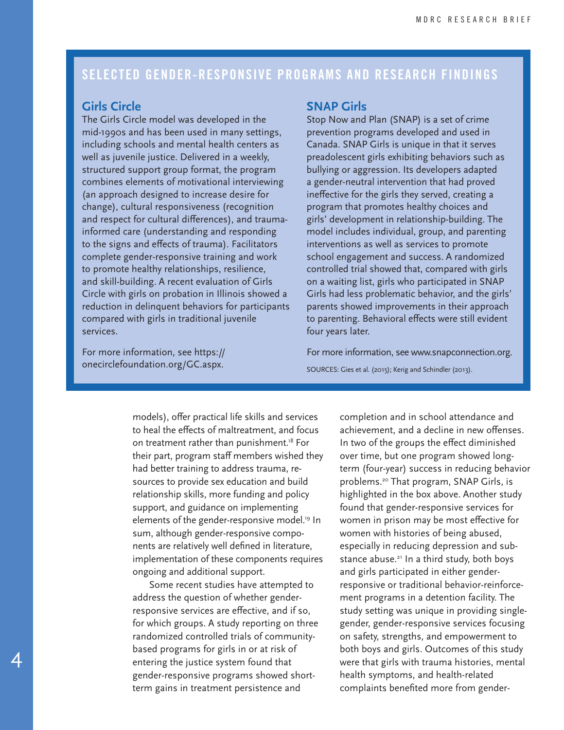## SELECTED GENDER-RESPONSIVE PROGRAMS AND RESEARCH FINDINGS

### Girls Circle

The Girls Circle model was developed in the mid-1990s and has been used in many settings, including schools and mental health centers as well as juvenile justice. Delivered in a weekly, structured support group format, the program combines elements of motivational interviewing (an approach designed to increase desire for change), cultural responsiveness (recognition and respect for cultural differences), and trauma-informed care (understanding and responding to the signs and effects of trauma). Facilitators complete gender-responsive training and work to promote healthy relationships, resilience, and skill-building. A recent evaluation of Girls Circle with girls on probation in Illinois showed a reduction in delinquent behaviors for participants compared with girls in traditional juvenile services.

For more information, see https://onecirclefoundation.org/GC.aspx.

### SNAP Girls

Stop Now and Plan (SNAP) is a set of crime prevention programs developed and used in Canada. SNAP Girls is unique in that it serves preadolescent girls exhibiting behaviors such as bullying or aggression. Its developers adapted a gender-neutral intervention that had proved ineffective for the girls they served, creating a program that promotes healthy choices and girls' development in relationship-building. The model includes individual, group, and parenting interventions as well as services to promote school engagement and success. A randomized controlled trial showed that, compared with girls on a waiting list, girls who participated in SNAP Girls had less problematic behavior, and the girls' parents showed improvements in their approach to parenting. Behavioral effects were still evident four years later.

For more information, see www.snapconnection.org.

SOURCES: Gies et al. (2015); Kerig and Schindler (2013).

---

models), offer practical life skills and services to heal the effects of maltreatment, and focus on treatment rather than punishment.[18] For their part, program staff members wished they had better training to address trauma, resources to provide sex education and build relationship skills, more funding and policy support, and guidance on implementing elements of the gender-responsive model.[19] In sum, although gender-responsive components are relatively well defined in literature, implementation of these components requires ongoing and additional support.

Some recent studies have attempted to address the question of whether gender-responsive services are effective, and if so, for which groups. A study reporting on three randomized controlled trials of community-based programs for girls in or at risk of entering the justice system found that gender-responsive programs showed short-term gains in treatment persistence and completion and in school attendance and achievement, and a decline in new offenses. In two of the groups the effect diminished over time, but one program showed long-term (four-year) success in reducing behavior problems.[20] That program, SNAP Girls, is highlighted in the box above. Another study found that gender-responsive services for women in prison may be most effective for women with histories of being abused, especially in reducing depression and substance abuse.[21] In a third study, both boys and girls participated in either gender-responsive or traditional behavior-reinforcement programs in a detention facility. The study setting was unique in providing single-gender, gender-responsive services focusing on safety, strengths, and empowerment to both boys and girls. Outcomes of this study were that girls with trauma histories, mental health symptoms, and health-related complaints benefited more from gender-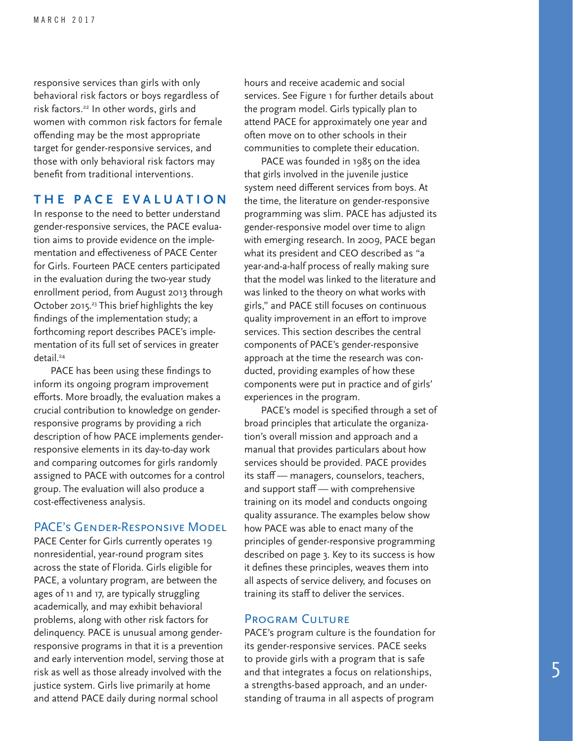responsive services than girls with only behavioral risk factors or boys regardless of risk factors.[22] In other words, girls and women with common risk factors for female offending may be the most appropriate target for gender-responsive services, and those with only behavioral risk factors may benefit from traditional interventions.

## THE PACE EVALUATION

In response to the need to better understand gender-responsive services, the PACE evaluation aims to provide evidence on the implementation and effectiveness of PACE Center for Girls. Fourteen PACE centers participated in the evaluation during the two-year study enrollment period, from August 2013 through October 2015.[23] This brief highlights the key findings of the implementation study; a forthcoming report describes PACE's implementation of its full set of services in greater detail.[24]

PACE has been using these findings to inform its ongoing program improvement efforts. More broadly, the evaluation makes a crucial contribution to knowledge on gender-responsive programs by providing a rich description of how PACE implements gender-responsive elements in its day-to-day work and comparing outcomes for girls randomly assigned to PACE with outcomes for a control group. The evaluation will also produce a cost-effectiveness analysis.

### PACE's Gender-Responsive Model

PACE Center for Girls currently operates 19 nonresidential, year-round program sites across the state of Florida. Girls eligible for PACE, a voluntary program, are between the ages of 11 and 17, are typically struggling academically, and may exhibit behavioral problems, along with other risk factors for delinquency. PACE is unusual among gender-responsive programs in that it is a prevention and early intervention model, serving those at risk as well as those already involved with the justice system. Girls live primarily at home and attend PACE daily during normal school hours and receive academic and social services. See Figure 1 for further details about the program model. Girls typically plan to attend PACE for approximately one year and often move on to other schools in their communities to complete their education.

PACE was founded in 1985 on the idea that girls involved in the juvenile justice system need different services from boys. At the time, the literature on gender-responsive programming was slim. PACE has adjusted its gender-responsive model over time to align with emerging research. In 2009, PACE began what its president and CEO described as "a year-and-a-half process of really making sure that the model was linked to the literature and was linked to the theory on what works with girls," and PACE still focuses on continuous quality improvement in an effort to improve services. This section describes the central components of PACE's gender-responsive approach at the time the research was conducted, providing examples of how these components were put in practice and of girls' experiences in the program.

PACE's model is specified through a set of broad principles that articulate the organization's overall mission and approach and a manual that provides particulars about how services should be provided. PACE provides its staff — managers, counselors, teachers, and support staff — with comprehensive training on its model and conducts ongoing quality assurance. The examples below show how PACE was able to enact many of the principles of gender-responsive programming described on page 3. Key to its success is how it defines these principles, weaves them into all aspects of service delivery, and focuses on training its staff to deliver the services.

### Program Culture

PACE's program culture is the foundation for its gender-responsive services. PACE seeks to provide girls with a program that is safe and that integrates a focus on relationships, a strengths-based approach, and an understanding of trauma in all aspects of program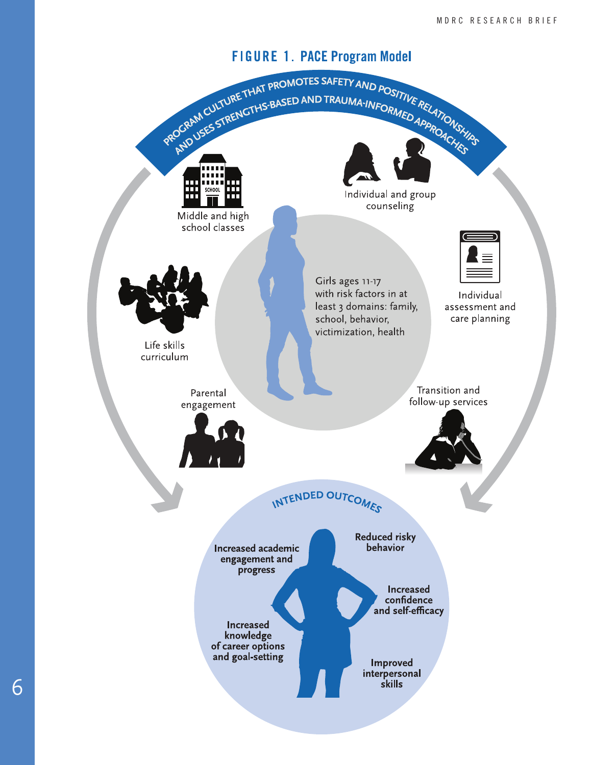## FIGURE 1. PACE Program Model

PROGRAM CULTURE THAT PROMOTES SAFETY AND POSITIVE RELATIONSHIPS AND USES STRENGTHS-BASED AND TRAUMA-INFORMED APPROACHES

Middle and high school classes

Individual and group counseling

Individual assessment and care planning

Transition and follow-up services

Parental engagement

Life skills curriculum

Girls ages 11-17 with risk factors in at least 3 domains: family, school, behavior, victimization, health

**INTENDED OUTCOMES**

**Increased academic engagement and progress**

**Reduced risky behavior**

**Increased confidence and self-efficacy**

**Increased knowledge of career options and goal-setting**

**Improved interpersonal skills**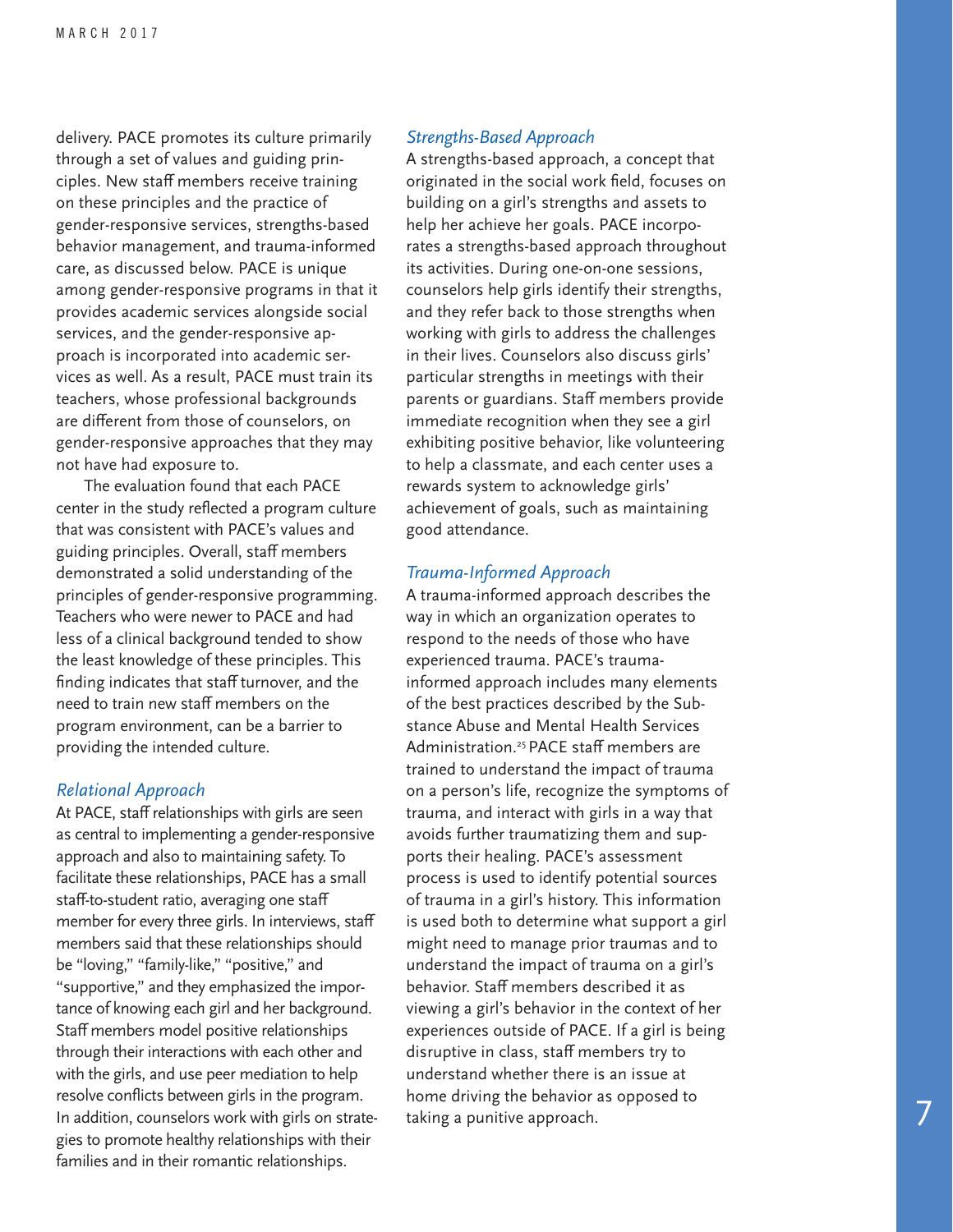delivery. PACE promotes its culture primarily through a set of values and guiding principles. New staff members receive training on these principles and the practice of gender-responsive services, strengths-based behavior management, and trauma-informed care, as discussed below. PACE is unique among gender-responsive programs in that it provides academic services alongside social services, and the gender-responsive approach is incorporated into academic services as well. As a result, PACE must train its teachers, whose professional backgrounds are different from those of counselors, on gender-responsive approaches that they may not have had exposure to.

The evaluation found that each PACE center in the study reflected a program culture that was consistent with PACE's values and guiding principles. Overall, staff members demonstrated a solid understanding of the principles of gender-responsive programming. Teachers who were newer to PACE and had less of a clinical background tended to show the least knowledge of these principles. This finding indicates that staff turnover, and the need to train new staff members on the program environment, can be a barrier to providing the intended culture.

### *Relational Approach*

At PACE, staff relationships with girls are seen as central to implementing a gender-responsive approach and also to maintaining safety. To facilitate these relationships, PACE has a small staff-to-student ratio, averaging one staff member for every three girls. In interviews, staff members said that these relationships should be "loving," "family-like," "positive," and "supportive," and they emphasized the importance of knowing each girl and her background. Staff members model positive relationships through their interactions with each other and with the girls, and use peer mediation to help resolve conflicts between girls in the program. In addition, counselors work with girls on strategies to promote healthy relationships with their families and in their romantic relationships.

### *Strengths-Based Approach*

A strengths-based approach, a concept that originated in the social work field, focuses on building on a girl's strengths and assets to help her achieve her goals. PACE incorporates a strengths-based approach throughout its activities. During one-on-one sessions, counselors help girls identify their strengths, and they refer back to those strengths when working with girls to address the challenges in their lives. Counselors also discuss girls' particular strengths in meetings with their parents or guardians. Staff members provide immediate recognition when they see a girl exhibiting positive behavior, like volunteering to help a classmate, and each center uses a rewards system to acknowledge girls' achievement of goals, such as maintaining good attendance.

### *Trauma-Informed Approach*

A trauma-informed approach describes the way in which an organization operates to respond to the needs of those who have experienced trauma. PACE's trauma-informed approach includes many elements of the best practices described by the Substance Abuse and Mental Health Services Administration.[25] PACE staff members are trained to understand the impact of trauma on a person's life, recognize the symptoms of trauma, and interact with girls in a way that avoids further traumatizing them and supports their healing. PACE's assessment process is used to identify potential sources of trauma in a girl's history. This information is used both to determine what support a girl might need to manage prior traumas and to understand the impact of trauma on a girl's behavior. Staff members described it as viewing a girl's behavior in the context of her experiences outside of PACE. If a girl is being disruptive in class, staff members try to understand whether there is an issue at home driving the behavior as opposed to taking a punitive approach.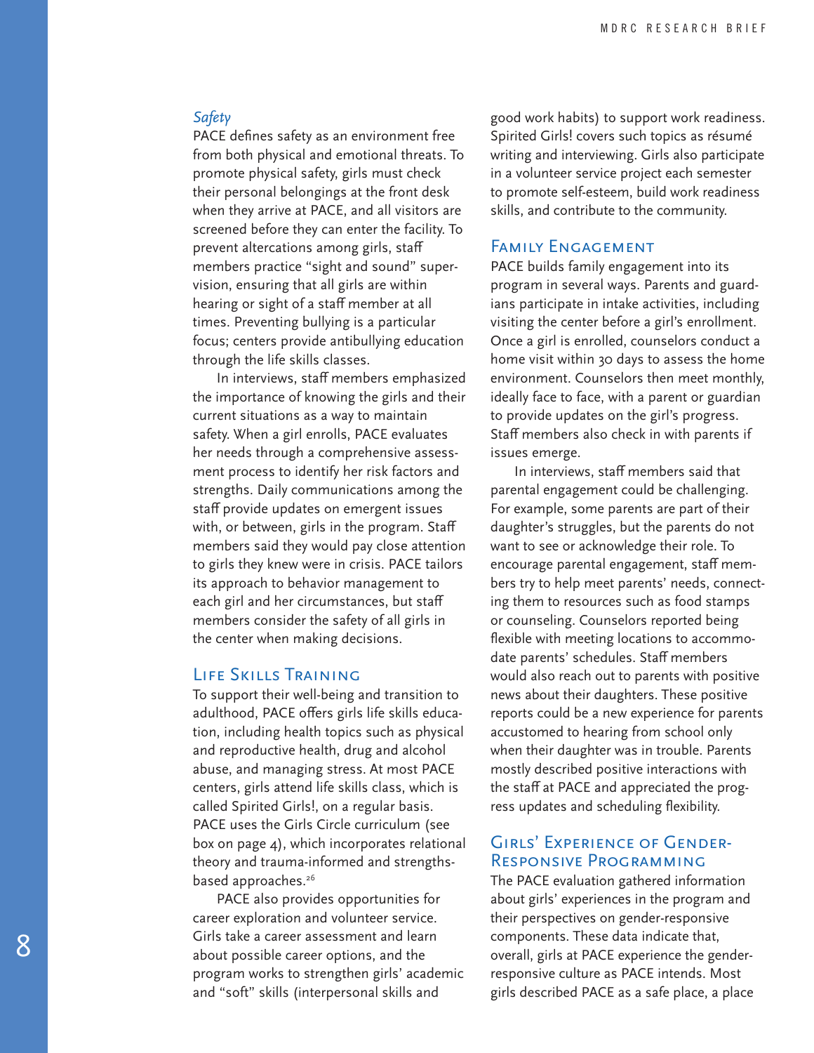### *Safety*

PACE defines safety as an environment free from both physical and emotional threats. To promote physical safety, girls must check their personal belongings at the front desk when they arrive at PACE, and all visitors are screened before they can enter the facility. To prevent altercations among girls, staff members practice "sight and sound" supervision, ensuring that all girls are within hearing or sight of a staff member at all times. Preventing bullying is a particular focus; centers provide antibullying education through the life skills classes.

In interviews, staff members emphasized the importance of knowing the girls and their current situations as a way to maintain safety. When a girl enrolls, PACE evaluates her needs through a comprehensive assessment process to identify her risk factors and strengths. Daily communications among the staff provide updates on emergent issues with, or between, girls in the program. Staff members said they would pay close attention to girls they knew were in crisis. PACE tailors its approach to behavior management to each girl and her circumstances, but staff members consider the safety of all girls in the center when making decisions.

## Life Skills Training

To support their well-being and transition to adulthood, PACE offers girls life skills education, including health topics such as physical and reproductive health, drug and alcohol abuse, and managing stress. At most PACE centers, girls attend life skills class, which is called Spirited Girls!, on a regular basis. PACE uses the Girls Circle curriculum (see box on page 4), which incorporates relational theory and trauma-informed and strengths-based approaches.[26]

PACE also provides opportunities for career exploration and volunteer service. Girls take a career assessment and learn about possible career options, and the program works to strengthen girls' academic and "soft" skills (interpersonal skills and good work habits) to support work readiness. Spirited Girls! covers such topics as résumé writing and interviewing. Girls also participate in a volunteer service project each semester to promote self-esteem, build work readiness skills, and contribute to the community.

## Family Engagement

PACE builds family engagement into its program in several ways. Parents and guardians participate in intake activities, including visiting the center before a girl's enrollment. Once a girl is enrolled, counselors conduct a home visit within 30 days to assess the home environment. Counselors then meet monthly, ideally face to face, with a parent or guardian to provide updates on the girl's progress. Staff members also check in with parents if issues emerge.

In interviews, staff members said that parental engagement could be challenging. For example, some parents are part of their daughter's struggles, but the parents do not want to see or acknowledge their role. To encourage parental engagement, staff members try to help meet parents' needs, connecting them to resources such as food stamps or counseling. Counselors reported being flexible with meeting locations to accommodate parents' schedules. Staff members would also reach out to parents with positive news about their daughters. These positive reports could be a new experience for parents accustomed to hearing from school only when their daughter was in trouble. Parents mostly described positive interactions with the staff at PACE and appreciated the progress updates and scheduling flexibility.

## Girls' Experience of Gender-Responsive Programming

The PACE evaluation gathered information about girls' experiences in the program and their perspectives on gender-responsive components. These data indicate that, overall, girls at PACE experience the gender-responsive culture as PACE intends. Most girls described PACE as a safe place, a place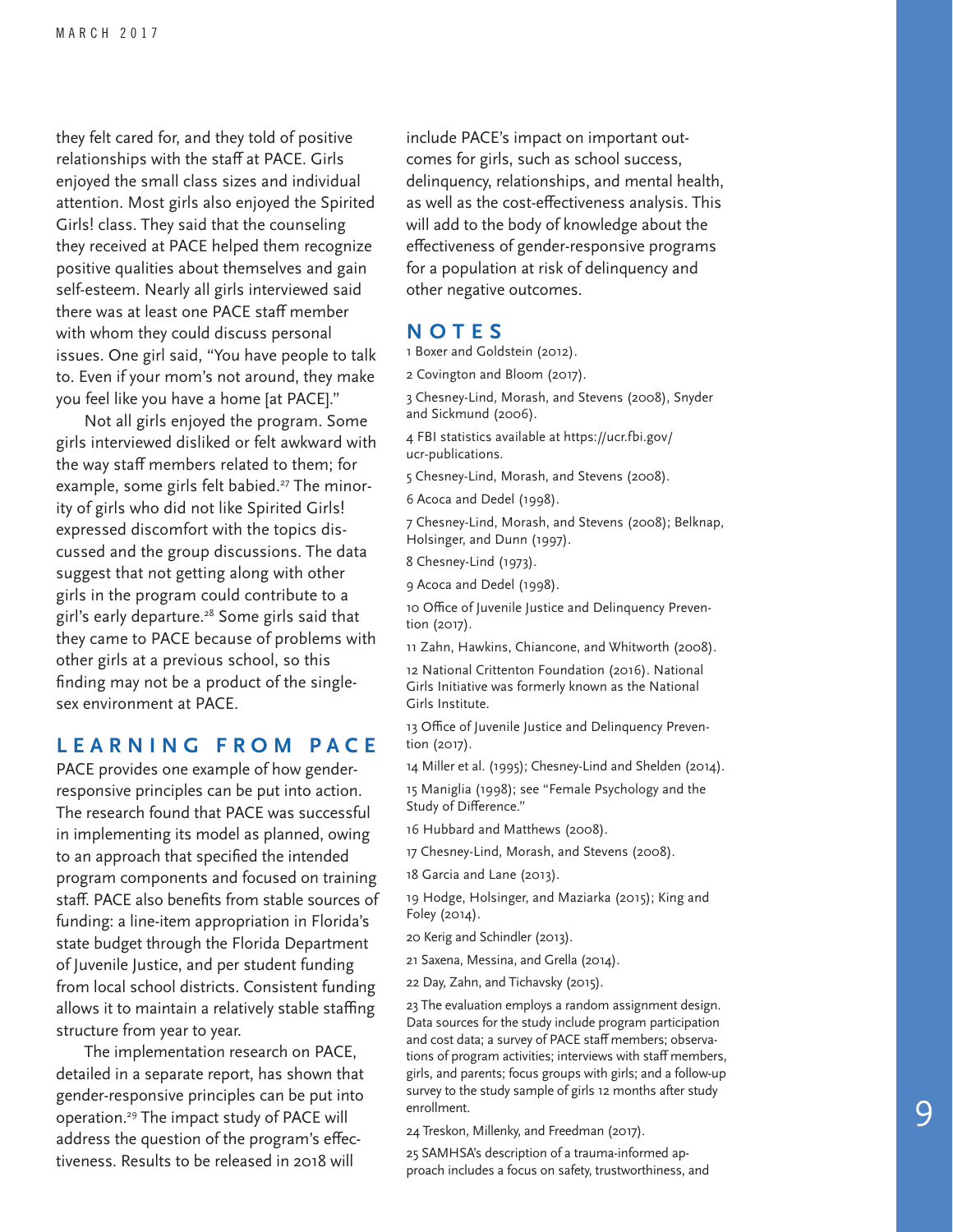they felt cared for, and they told of positive relationships with the staff at PACE. Girls enjoyed the small class sizes and individual attention. Most girls also enjoyed the Spirited Girls! class. They said that the counseling they received at PACE helped them recognize positive qualities about themselves and gain self-esteem. Nearly all girls interviewed said there was at least one PACE staff member with whom they could discuss personal issues. One girl said, "You have people to talk to. Even if your mom's not around, they make you feel like you have a home [at PACE]."

Not all girls enjoyed the program. Some girls interviewed disliked or felt awkward with the way staff members related to them; for example, some girls felt babied.[27] The minority of girls who did not like Spirited Girls! expressed discomfort with the topics discussed and the group discussions. The data suggest that not getting along with other girls in the program could contribute to a girl's early departure.[28] Some girls said that they came to PACE because of problems with other girls at a previous school, so this finding may not be a product of the single-sex environment at PACE.

## LEARNING FROM PACE

PACE provides one example of how gender-responsive principles can be put into action. The research found that PACE was successful in implementing its model as planned, owing to an approach that specified the intended program components and focused on training staff. PACE also benefits from stable sources of funding: a line-item appropriation in Florida's state budget through the Florida Department of Juvenile Justice, and per student funding from local school districts. Consistent funding allows it to maintain a relatively stable staffing structure from year to year.

The implementation research on PACE, detailed in a separate report, has shown that gender-responsive principles can be put into operation.[29] The impact study of PACE will address the question of the program's effectiveness. Results to be released in 2018 will include PACE's impact on important outcomes for girls, such as school success, delinquency, relationships, and mental health, as well as the cost-effectiveness analysis. This will add to the body of knowledge about the effectiveness of gender-responsive programs for a population at risk of delinquency and other negative outcomes.

## NOTES

1 Boxer and Goldstein (2012).

2 Covington and Bloom (2017).

3 Chesney-Lind, Morash, and Stevens (2008), Snyder and Sickmund (2006).

4 FBI statistics available at https://ucr.fbi.gov/ucr-publications.

5 Chesney-Lind, Morash, and Stevens (2008).

6 Acoca and Dedel (1998).

7 Chesney-Lind, Morash, and Stevens (2008); Belknap, Holsinger, and Dunn (1997).

8 Chesney-Lind (1973).

9 Acoca and Dedel (1998).

10 Office of Juvenile Justice and Delinquency Prevention (2017).

11 Zahn, Hawkins, Chiancone, and Whitworth (2008).

12 National Crittenton Foundation (2016). National Girls Initiative was formerly known as the National Girls Institute.

13 Office of Juvenile Justice and Delinquency Prevention (2017).

14 Miller et al. (1995); Chesney-Lind and Shelden (2014).

15 Maniglia (1998); see "Female Psychology and the Study of Difference."

16 Hubbard and Matthews (2008).

17 Chesney-Lind, Morash, and Stevens (2008).

18 Garcia and Lane (2013).

19 Hodge, Holsinger, and Maziarka (2015); King and Foley (2014).

20 Kerig and Schindler (2013).

21 Saxena, Messina, and Grella (2014).

22 Day, Zahn, and Tichavsky (2015).

23 The evaluation employs a random assignment design. Data sources for the study include program participation and cost data; a survey of PACE staff members; observations of program activities; interviews with staff members, girls, and parents; focus groups with girls; and a follow-up survey to the study sample of girls 12 months after study enrollment.

24 Treskon, Millenky, and Freedman (2017).

25 SAMHSA's description of a trauma-informed approach includes a focus on safety, trustworthiness, and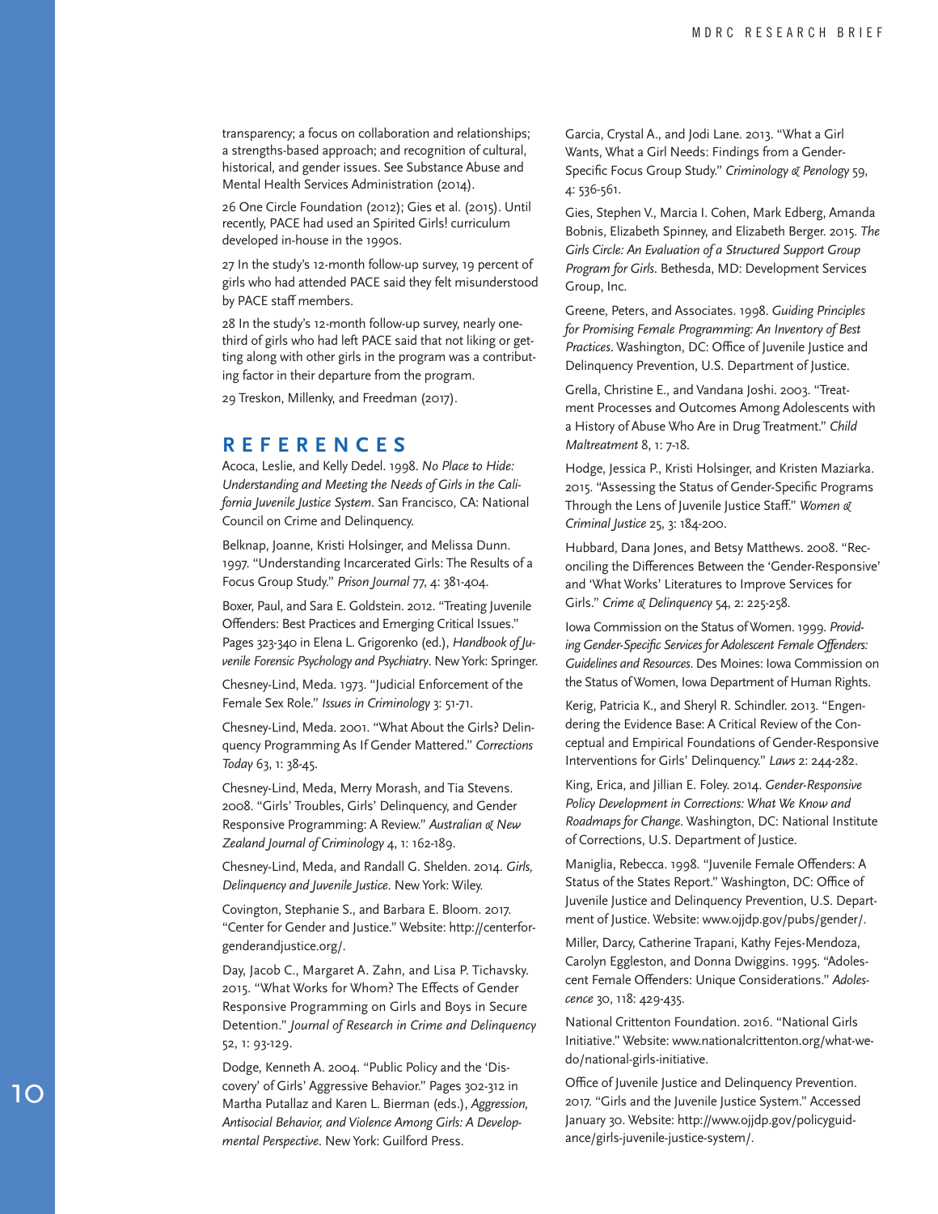transparency; a focus on collaboration and relationships; a strengths-based approach; and recognition of cultural, historical, and gender issues. See Substance Abuse and Mental Health Services Administration (2014).

26 One Circle Foundation (2012); Gies et al. (2015). Until recently, PACE had used an Spirited Girls! curriculum developed in-house in the 1990s.

27 In the study's 12-month follow-up survey, 19 percent of girls who had attended PACE said they felt misunderstood by PACE staff members.

28 In the study's 12-month follow-up survey, nearly one-third of girls who had left PACE said that not liking or getting along with other girls in the program was a contributing factor in their departure from the program.

29 Treskon, Millenky, and Freedman (2017).

## REFERENCES

Acoca, Leslie, and Kelly Dedel. 1998. *No Place to Hide: Understanding and Meeting the Needs of Girls in the California Juvenile Justice System*. San Francisco, CA: National Council on Crime and Delinquency.

Belknap, Joanne, Kristi Holsinger, and Melissa Dunn. 1997. "Understanding Incarcerated Girls: The Results of a Focus Group Study." *Prison Journal* 77, 4: 381-404.

Boxer, Paul, and Sara E. Goldstein. 2012. "Treating Juvenile Offenders: Best Practices and Emerging Critical Issues." Pages 323-340 in Elena L. Grigorenko (ed.), *Handbook of Juvenile Forensic Psychology and Psychiatry*. New York: Springer.

Chesney-Lind, Meda. 1973. "Judicial Enforcement of the Female Sex Role." *Issues in Criminology* 3: 51-71.

Chesney-Lind, Meda. 2001. "What About the Girls? Delinquency Programming As If Gender Mattered." *Corrections Today* 63, 1: 38-45.

Chesney-Lind, Meda, Merry Morash, and Tia Stevens. 2008. "Girls' Troubles, Girls' Delinquency, and Gender Responsive Programming: A Review." *Australian & New Zealand Journal of Criminology* 4, 1: 162-189.

Chesney-Lind, Meda, and Randall G. Shelden. 2014. *Girls, Delinquency and Juvenile Justice*. New York: Wiley.

Covington, Stephanie S., and Barbara E. Bloom. 2017. "Center for Gender and Justice." Website: http://centerforgenderandjustice.org/.

Day, Jacob C., Margaret A. Zahn, and Lisa P. Tichavsky. 2015. "What Works for Whom? The Effects of Gender Responsive Programming on Girls and Boys in Secure Detention." *Journal of Research in Crime and Delinquency* 52, 1: 93-129.

Dodge, Kenneth A. 2004. "Public Policy and the 'Discovery' of Girls' Aggressive Behavior." Pages 302-312 in Martha Putallaz and Karen L. Bierman (eds.), *Aggression, Antisocial Behavior, and Violence Among Girls: A Developmental Perspective*. New York: Guilford Press.

Garcia, Crystal A., and Jodi Lane. 2013. "What a Girl Wants, What a Girl Needs: Findings from a Gender-Specific Focus Group Study." *Criminology & Penology* 59, 4: 536-561.

Gies, Stephen V., Marcia I. Cohen, Mark Edberg, Amanda Bobnis, Elizabeth Spinney, and Elizabeth Berger. 2015. *The Girls Circle: An Evaluation of a Structured Support Group Program for Girls*. Bethesda, MD: Development Services Group, Inc.

Greene, Peters, and Associates. 1998. *Guiding Principles for Promising Female Programming: An Inventory of Best Practices*. Washington, DC: Office of Juvenile Justice and Delinquency Prevention, U.S. Department of Justice.

Grella, Christine E., and Vandana Joshi. 2003. "Treatment Processes and Outcomes Among Adolescents with a History of Abuse Who Are in Drug Treatment." *Child Maltreatment* 8, 1: 7-18.

Hodge, Jessica P., Kristi Holsinger, and Kristen Maziarka. 2015. "Assessing the Status of Gender-Specific Programs Through the Lens of Juvenile Justice Staff." *Women & Criminal Justice* 25, 3: 184-200.

Hubbard, Dana Jones, and Betsy Matthews. 2008. "Reconciling the Differences Between the 'Gender-Responsive' and 'What Works' Literatures to Improve Services for Girls." *Crime & Delinquency* 54, 2: 225-258.

Iowa Commission on the Status of Women. 1999. *Providing Gender-Specific Services for Adolescent Female Offenders: Guidelines and Resources*. Des Moines: Iowa Commission on the Status of Women, Iowa Department of Human Rights.

Kerig, Patricia K., and Sheryl R. Schindler. 2013. "Engendering the Evidence Base: A Critical Review of the Conceptual and Empirical Foundations of Gender-Responsive Interventions for Girls' Delinquency." *Laws* 2: 244-282.

King, Erica, and Jillian E. Foley. 2014. *Gender-Responsive Policy Development in Corrections: What We Know and Roadmaps for Change*. Washington, DC: National Institute of Corrections, U.S. Department of Justice.

Maniglia, Rebecca. 1998. "Juvenile Female Offenders: A Status of the States Report." Washington, DC: Office of Juvenile Justice and Delinquency Prevention, U.S. Department of Justice. Website: www.ojjdp.gov/pubs/gender/.

Miller, Darcy, Catherine Trapani, Kathy Fejes-Mendoza, Carolyn Eggleston, and Donna Dwiggins. 1995. "Adolescent Female Offenders: Unique Considerations." *Adolescence* 30, 118: 429-435.

National Crittenton Foundation. 2016. "National Girls Initiative." Website: www.nationalcrittenton.org/what-we-do/national-girls-initiative.

Office of Juvenile Justice and Delinquency Prevention. 2017. "Girls and the Juvenile Justice System." Accessed January 30. Website: http://www.ojjdp.gov/policyguidance/girls-juvenile-justice-system/.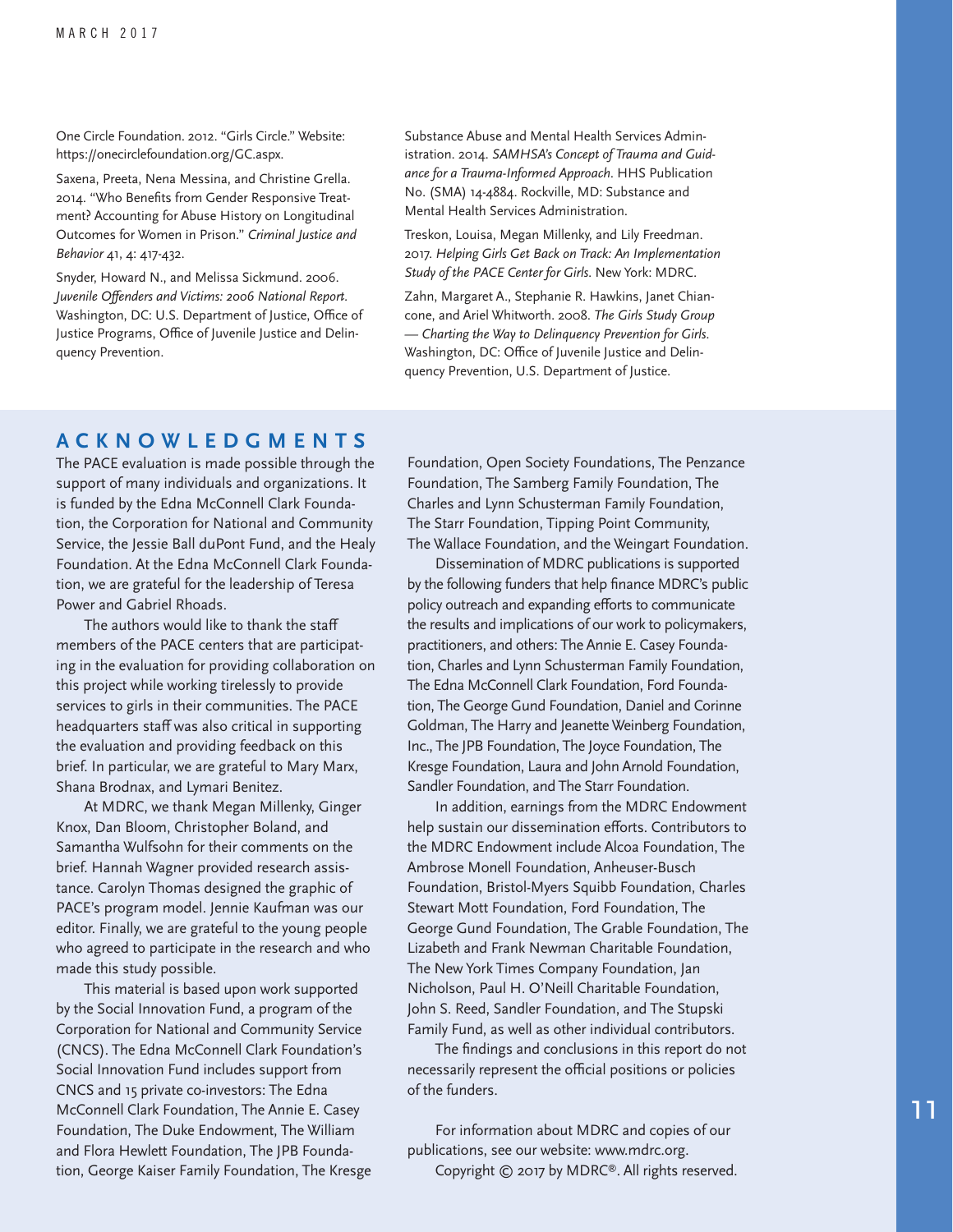One Circle Foundation. 2012. "Girls Circle." Website: https://onecirclefoundation.org/GC.aspx.

Saxena, Preeta, Nena Messina, and Christine Grella. 2014. "Who Benefits from Gender Responsive Treatment? Accounting for Abuse History on Longitudinal Outcomes for Women in Prison." *Criminal Justice and Behavior* 41, 4: 417-432.

Snyder, Howard N., and Melissa Sickmund. 2006. *Juvenile Offenders and Victims: 2006 National Report.* Washington, DC: U.S. Department of Justice, Office of Justice Programs, Office of Juvenile Justice and Delinquency Prevention.

Substance Abuse and Mental Health Services Administration. 2014. *SAMHSA's Concept of Trauma and Guidance for a Trauma-Informed Approach.* HHS Publication No. (SMA) 14-4884. Rockville, MD: Substance and Mental Health Services Administration.

Treskon, Louisa, Megan Millenky, and Lily Freedman. 2017. *Helping Girls Get Back on Track: An Implementation Study of the PACE Center for Girls.* New York: MDRC.

Zahn, Margaret A., Stephanie R. Hawkins, Janet Chiancone, and Ariel Whitworth. 2008. *The Girls Study Group — Charting the Way to Delinquency Prevention for Girls.* Washington, DC: Office of Juvenile Justice and Delinquency Prevention, U.S. Department of Justice.

## ACKNOWLEDGMENTS

The PACE evaluation is made possible through the support of many individuals and organizations. It is funded by the Edna McConnell Clark Foundation, the Corporation for National and Community Service, the Jessie Ball duPont Fund, and the Healy Foundation. At the Edna McConnell Clark Foundation, we are grateful for the leadership of Teresa Power and Gabriel Rhoads.

The authors would like to thank the staff members of the PACE centers that are participating in the evaluation for providing collaboration on this project while working tirelessly to provide services to girls in their communities. The PACE headquarters staff was also critical in supporting the evaluation and providing feedback on this brief. In particular, we are grateful to Mary Marx, Shana Brodnax, and Lymari Benitez.

At MDRC, we thank Megan Millenky, Ginger Knox, Dan Bloom, Christopher Boland, and Samantha Wulfsohn for their comments on the brief. Hannah Wagner provided research assistance. Carolyn Thomas designed the graphic of PACE's program model. Jennie Kaufman was our editor. Finally, we are grateful to the young people who agreed to participate in the research and who made this study possible.

This material is based upon work supported by the Social Innovation Fund, a program of the Corporation for National and Community Service (CNCS). The Edna McConnell Clark Foundation's Social Innovation Fund includes support from CNCS and 15 private co-investors: The Edna McConnell Clark Foundation, The Annie E. Casey Foundation, The Duke Endowment, The William and Flora Hewlett Foundation, The JPB Foundation, George Kaiser Family Foundation, The Kresge Foundation, Open Society Foundations, The Penzance Foundation, The Samberg Family Foundation, The Charles and Lynn Schusterman Family Foundation, The Starr Foundation, Tipping Point Community, The Wallace Foundation, and the Weingart Foundation.

Dissemination of MDRC publications is supported by the following funders that help finance MDRC's public policy outreach and expanding efforts to communicate the results and implications of our work to policymakers, practitioners, and others: The Annie E. Casey Foundation, Charles and Lynn Schusterman Family Foundation, The Edna McConnell Clark Foundation, Ford Foundation, The George Gund Foundation, Daniel and Corinne Goldman, The Harry and Jeanette Weinberg Foundation, Inc., The JPB Foundation, The Joyce Foundation, The Kresge Foundation, Laura and John Arnold Foundation, Sandler Foundation, and The Starr Foundation.

In addition, earnings from the MDRC Endowment help sustain our dissemination efforts. Contributors to the MDRC Endowment include Alcoa Foundation, The Ambrose Monell Foundation, Anheuser-Busch Foundation, Bristol-Myers Squibb Foundation, Charles Stewart Mott Foundation, Ford Foundation, The George Gund Foundation, The Grable Foundation, The Lizabeth and Frank Newman Charitable Foundation, The New York Times Company Foundation, Jan Nicholson, Paul H. O'Neill Charitable Foundation, John S. Reed, Sandler Foundation, and The Stupski Family Fund, as well as other individual contributors.

The findings and conclusions in this report do not necessarily represent the official positions or policies of the funders.

For information about MDRC and copies of our publications, see our website: www.mdrc.org.

Copyright © 2017 by MDRC®. All rights reserved.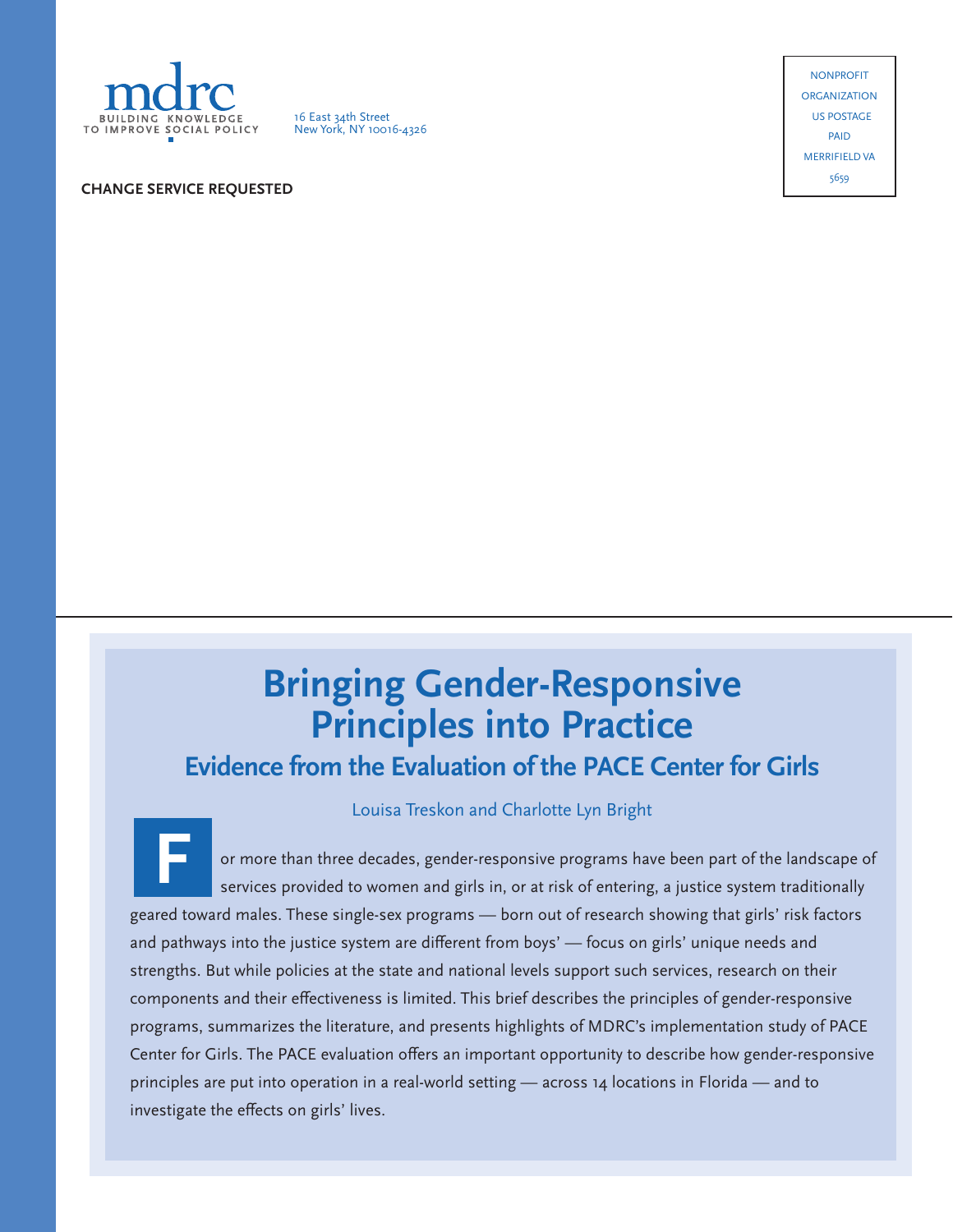mdrc
BUILDING KNOWLEDGE
TO IMPROVE SOCIAL POLICY

16 East 34th Street
New York, NY 10016-4326

NONPROFIT
ORGANIZATION
US POSTAGE
PAID
MERRIFIELD VA
5659

**CHANGE SERVICE REQUESTED**

# Bringing Gender-Responsive Principles into Practice

## Evidence from the Evaluation of the PACE Center for Girls

Louisa Treskon and Charlotte Lyn Bright

For more than three decades, gender-responsive programs have been part of the landscape of services provided to women and girls in, or at risk of entering, a justice system traditionally geared toward males. These single-sex programs — born out of research showing that girls' risk factors and pathways into the justice system are different from boys' — focus on girls' unique needs and strengths. But while policies at the state and national levels support such services, research on their components and their effectiveness is limited. This brief describes the principles of gender-responsive programs, summarizes the literature, and presents highlights of MDRC's implementation study of PACE Center for Girls. The PACE evaluation offers an important opportunity to describe how gender-responsive principles are put into operation in a real-world setting — across 14 locations in Florida — and to investigate the effects on girls' lives.